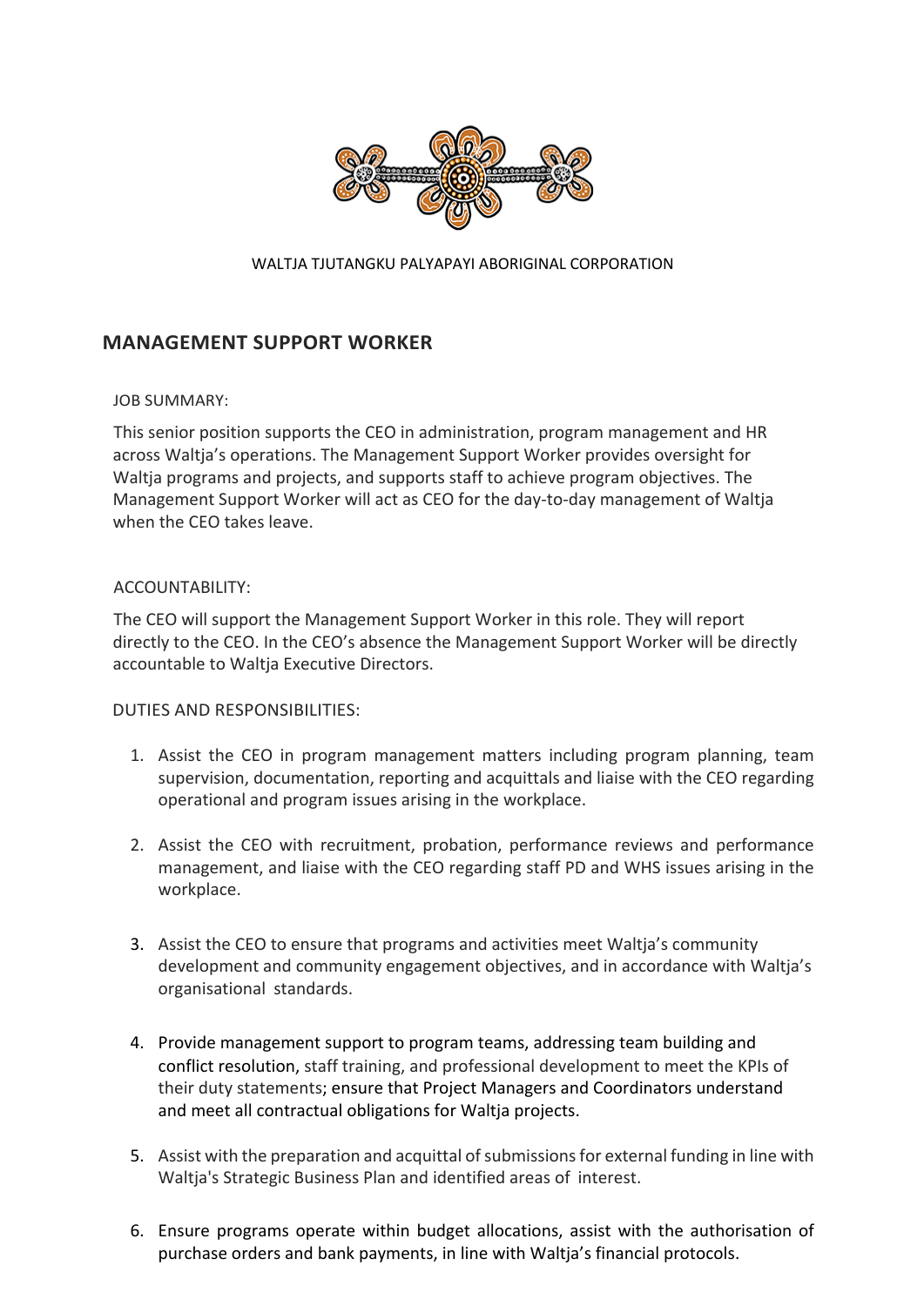WALTJA TJUTANGKU PALYAPAYI ABORIGINAL CORPORATION

## MANAGEMENT SUPPORT WORKER

JOB SUMMARY:

This senior position supports the CEO in administration, program management and HR across Waltja's operations. The Management Support Worker provides oversight for Waltja programs and projects, and supports staff to achieve program objectives. The Management Support Worker will act as CEO for the day-to-day management of Waltja when the CEO takes leave.

ACCOUNTABILITY:

The CEO will support the Management Support Worker in this role. They will report directly to the CEO. In the CEO's absence the Management Support Worker will be directly accountable to Waltja Executive Directors.

DUTIES AND RESPONSIBILITIES:

1. Assist the CEO in program management matters including program planning, team supervision, documentation, reporting and acquittals and liaise with the CEO regarding operational and program issues arising in the workplace.

2. Assist the CEO with recruitment, probation, performance reviews and performance management, and liaise with the CEO regarding staff PD and WHS issues arising in the workplace.

3. Assist the CEO to ensure that programs and activities meet Waltja's community development and community engagement objectives, and in accordance with Waltja's organisational standards.

4. Provide management support to program teams, addressing team building and conflict resolution, staff training, and professional development to meet the KPIs of their duty statements; ensure that Project Managers and Coordinators understand and meet all contractual obligations for Waltja projects.

5. Assist with the preparation and acquittal of submissions for external funding in line with Waltja's Strategic Business Plan and identified areas of interest.

6. Ensure programs operate within budget allocations, assist with the authorisation of purchase orders and bank payments, in line with Waltja's financial protocols.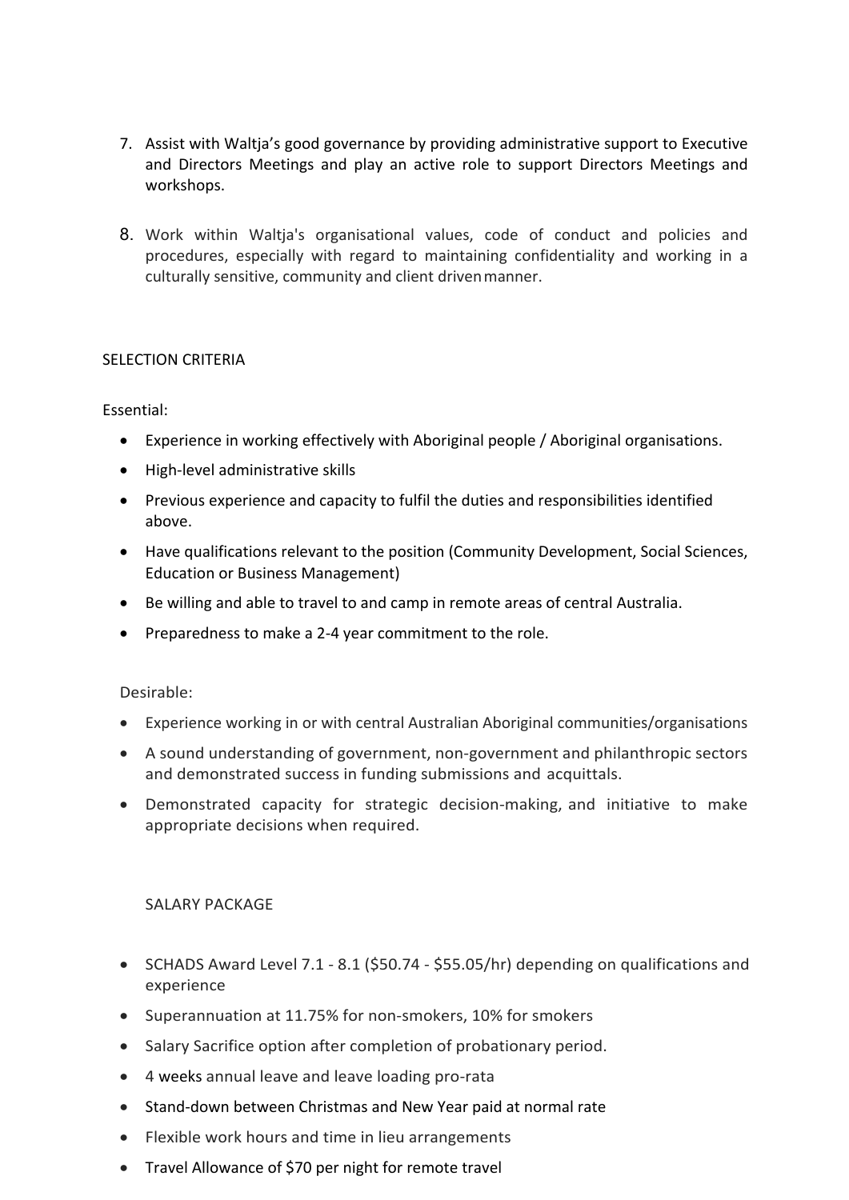7. Assist with Waltja's good governance by providing administrative support to Executive and Directors Meetings and play an active role to support Directors Meetings and workshops.

8. Work within Waltja's organisational values, code of conduct and policies and procedures, especially with regard to maintaining confidentiality and working in a culturally sensitive, community and client driven manner.

## SELECTION CRITERIA

Essential:

- Experience in working effectively with Aboriginal people / Aboriginal organisations.
- High-level administrative skills
- Previous experience and capacity to fulfil the duties and responsibilities identified above.
- Have qualifications relevant to the position (Community Development, Social Sciences, Education or Business Management)
- Be willing and able to travel to and camp in remote areas of central Australia.
- Preparedness to make a 2-4 year commitment to the role.

Desirable:

- Experience working in or with central Australian Aboriginal communities/organisations
- A sound understanding of government, non-government and philanthropic sectors and demonstrated success in funding submissions and acquittals.
- Demonstrated capacity for strategic decision-making, and initiative to make appropriate decisions when required.

## SALARY PACKAGE

- SCHADS Award Level 7.1 - 8.1 ($50.74 - $55.05/hr) depending on qualifications and experience
- Superannuation at 11.75% for non-smokers, 10% for smokers
- Salary Sacrifice option after completion of probationary period.
- 4 weeks annual leave and leave loading pro-rata
- Stand-down between Christmas and New Year paid at normal rate
- Flexible work hours and time in lieu arrangements
- Travel Allowance of $70 per night for remote travel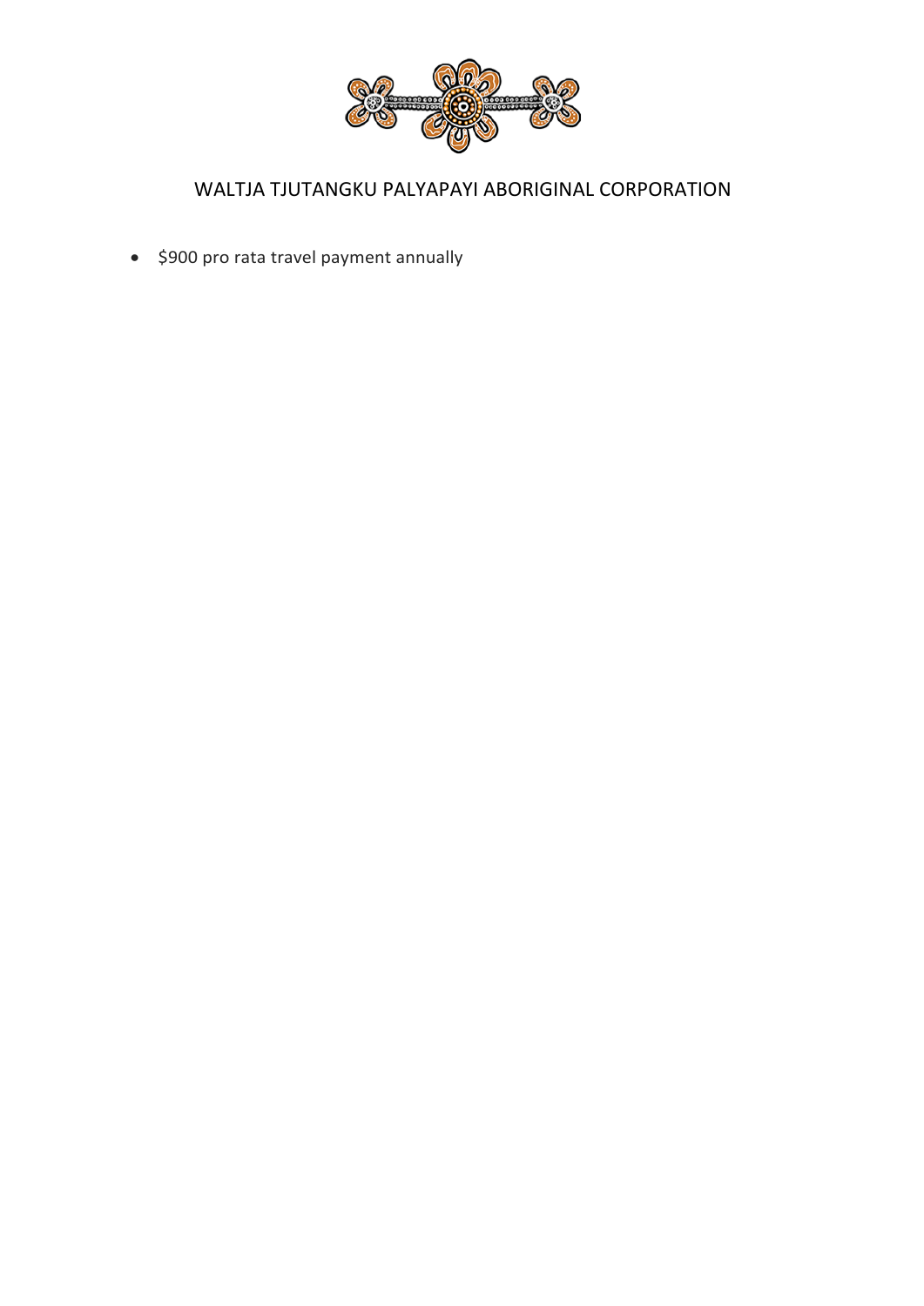WALTJA TJUTANGKU PALYAPAYI ABORIGINAL CORPORATION

- $900 pro rata travel payment annually